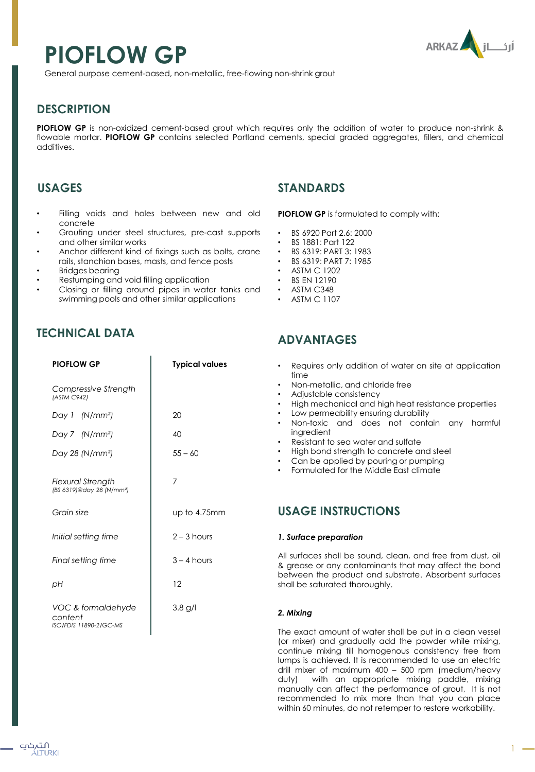# PIOFLOW GP

General purpose cement-based, non-metallic, free-flowing non-shrink grout

## DESCRIPTION

**PIOFLOW GP** is non-oxidized cement-based grout which requires only the addition of water to produce non-shrink & flowable mortar. **PIOFLOW GP** contains selected Portland cements, special graded aggregates, fillers, and chemical additives.

## USAGES

- Filling voids and holes between new and old concrete
- Grouting under steel structures, pre-cast supports and other similar works
- Anchor different kind of fixings such as bolts, crane rails, stanchion bases, masts, and fence posts
- Bridges bearing
- Restumping and void filling application
- Closing or filling around pipes in water tanks and swimming pools and other similar applications

## STANDARDS

**PIOFLOW GP** is formulated to comply with:

- BS 6920 Part 2.6: 2000
- BS 1881: Part 122
- BS 6319: PART 3: 1983
- BS 6319: PART 7: 1985
- ASTM C 1202
- BS EN 12190
- ASTM C348
- ASTM C 1107

## TECHNICAL DATA

| PIOFLOW GP | Typical values |
|---|---|
| *Compressive Strength* *(ASTM C942)* | |
| *Day 1 (N/mm²)* | 20 |
| *Day 7 (N/mm²)* | 40 |
| *Day 28 (N/mm²)* | 55 – 60 |
| *Flexural Strength* *(BS 6319)@day 28 (N/mm²)* | 7 |
| *Grain size* | up to 4.75mm |
| *Initial setting time* | 2 – 3 hours |
| *Final setting time* | 3 – 4 hours |
| *pH* | 12 |
| *VOC & formaldehyde content* *ISO/FDIS 11890-2/GC-MS* | 3.8 g/l |

## ADVANTAGES

- Requires only addition of water on site at application time
- Non-metallic, and chloride free
- Adjustable consistency
- High mechanical and high heat resistance properties
- Low permeability ensuring durability
- Non-toxic and does not contain any harmful ingredient
- Resistant to sea water and sulfate
- High bond strength to concrete and steel
- Can be applied by pouring or pumping
- Formulated for the Middle East climate

## USAGE INSTRUCTIONS

***1. Surface preparation***

All surfaces shall be sound, clean, and free from dust, oil & grease or any contaminants that may affect the bond between the product and substrate. Absorbent surfaces shall be saturated thoroughly.

***2. Mixing***

The exact amount of water shall be put in a clean vessel (or mixer) and gradually add the powder while mixing, continue mixing till homogenous consistency free from lumps is achieved. It is recommended to use an electric drill mixer of maximum 400 – 500 rpm (medium/heavy duty) with an appropriate mixing paddle, mixing manually can affect the performance of grout, It is not recommended to mix more than that you can place within 60 minutes, do not retemper to restore workability.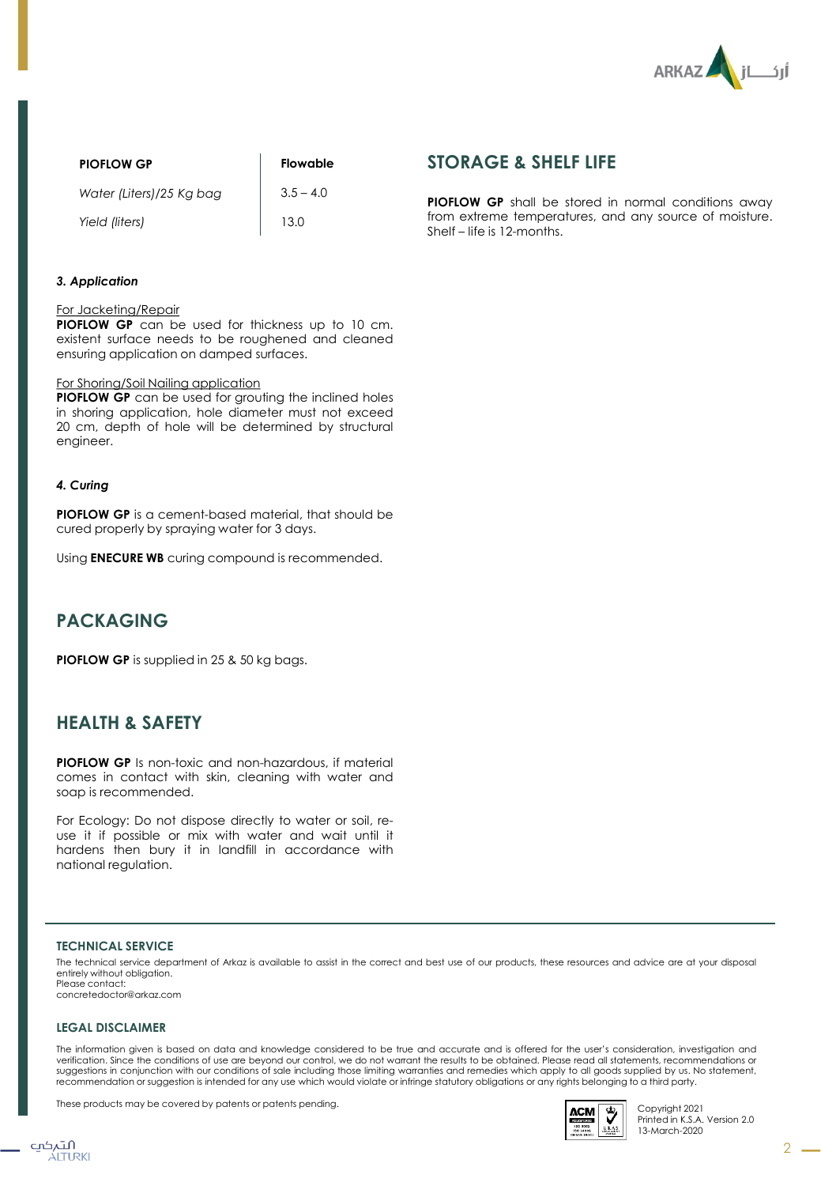| PIOFLOW GP | Flowable |
|---|---|
| *Water (Liters)/25 Kg bag* | 3.5 – 4.0 |
| *Yield (liters)* | 13.0 |

***3. Application***

For Jacketing/Repair
**PIOFLOW GP** can be used for thickness up to 10 cm. existent surface needs to be roughened and cleaned ensuring application on damped surfaces.

For Shoring/Soil Nailing application
**PIOFLOW GP** can be used for grouting the inclined holes in shoring application, hole diameter must not exceed 20 cm, depth of hole will be determined by structural engineer.

***4. Curing***

**PIOFLOW GP** is a cement-based material, that should be cured properly by spraying water for 3 days.

Using **ENECURE WB** curing compound is recommended.

## PACKAGING

**PIOFLOW GP** is supplied in 25 & 50 kg bags.

## HEALTH & SAFETY

**PIOFLOW GP** Is non-toxic and non-hazardous, if material comes in contact with skin, cleaning with water and soap is recommended.

For Ecology: Do not dispose directly to water or soil, re-use it if possible or mix with water and wait until it hardens then bury it in landfill in accordance with national regulation.

## STORAGE & SHELF LIFE

**PIOFLOW GP** shall be stored in normal conditions away from extreme temperatures, and any source of moisture. Shelf – life is 12-months.

### TECHNICAL SERVICE

The technical service department of Arkaz is available to assist in the correct and best use of our products, these resources and advice are at your disposal entirely without obligation.
Please contact:
concretedoctor@arkaz.com

### LEGAL DISCLAIMER

The information given is based on data and knowledge considered to be true and accurate and is offered for the user's consideration, investigation and verification. Since the conditions of use are beyond our control, we do not warrant the results to be obtained. Please read all statements, recommendations or suggestions in conjunction with our conditions of sale including those limiting warranties and remedies which apply to all goods supplied by us. No statement, recommendation or suggestion is intended for any use which would violate or infringe statutory obligations or any rights belonging to a third party.

These products may be covered by patents or patents pending.

Copyright 2021
Printed in K.S.A. Version 2.0
13-March-2020